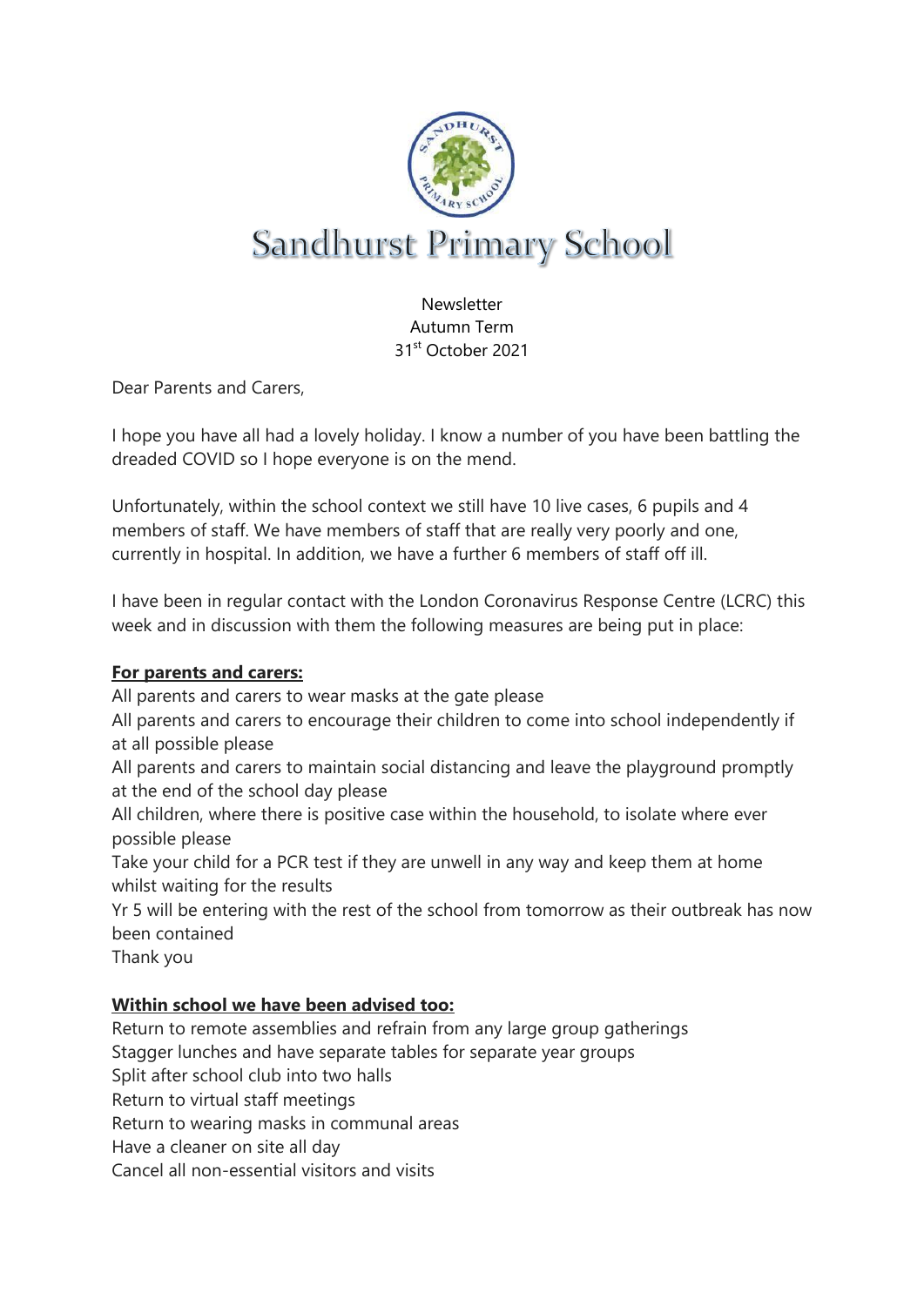# Sandhurst Primary School

Newsletter
Autumn Term
31st October 2021

Dear Parents and Carers,

I hope you have all had a lovely holiday. I know a number of you have been battling the dreaded COVID so I hope everyone is on the mend.

Unfortunately, within the school context we still have 10 live cases, 6 pupils and 4 members of staff. We have members of staff that are really very poorly and one, currently in hospital. In addition, we have a further 6 members of staff off ill.

I have been in regular contact with the London Coronavirus Response Centre (LCRC) this week and in discussion with them the following measures are being put in place:

**For parents and carers:**

All parents and carers to wear masks at the gate please
All parents and carers to encourage their children to come into school independently if at all possible please
All parents and carers to maintain social distancing and leave the playground promptly at the end of the school day please
All children, where there is positive case within the household, to isolate where ever possible please
Take your child for a PCR test if they are unwell in any way and keep them at home whilst waiting for the results
Yr 5 will be entering with the rest of the school from tomorrow as their outbreak has now been contained
Thank you

**Within school we have been advised too:**

Return to remote assemblies and refrain from any large group gatherings
Stagger lunches and have separate tables for separate year groups
Split after school club into two halls
Return to virtual staff meetings
Return to wearing masks in communal areas
Have a cleaner on site all day
Cancel all non-essential visitors and visits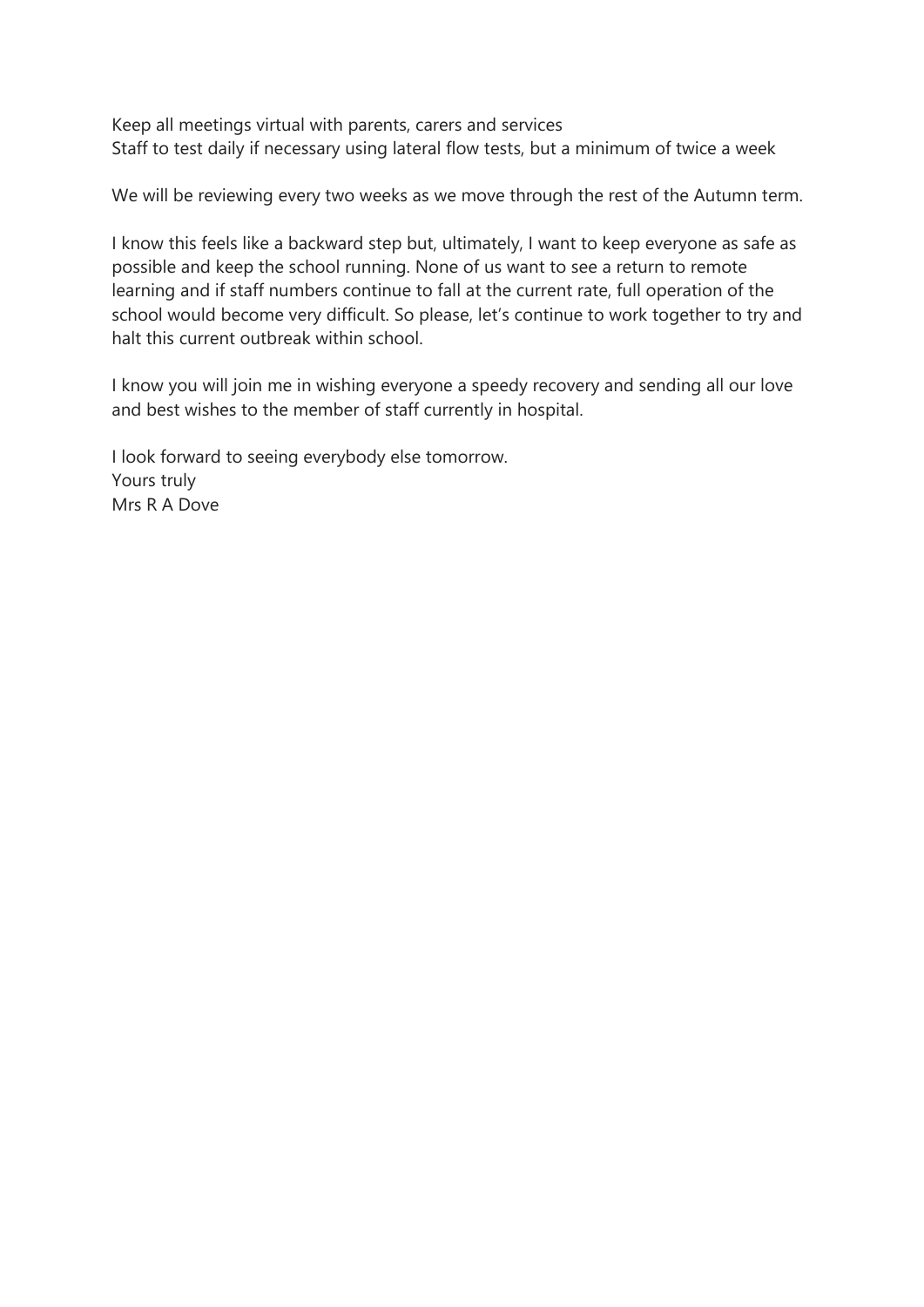Keep all meetings virtual with parents, carers and services
Staff to test daily if necessary using lateral flow tests, but a minimum of twice a week

We will be reviewing every two weeks as we move through the rest of the Autumn term.

I know this feels like a backward step but, ultimately, I want to keep everyone as safe as possible and keep the school running. None of us want to see a return to remote learning and if staff numbers continue to fall at the current rate, full operation of the school would become very difficult. So please, let's continue to work together to try and halt this current outbreak within school.

I know you will join me in wishing everyone a speedy recovery and sending all our love and best wishes to the member of staff currently in hospital.

I look forward to seeing everybody else tomorrow.
Yours truly
Mrs R A Dove